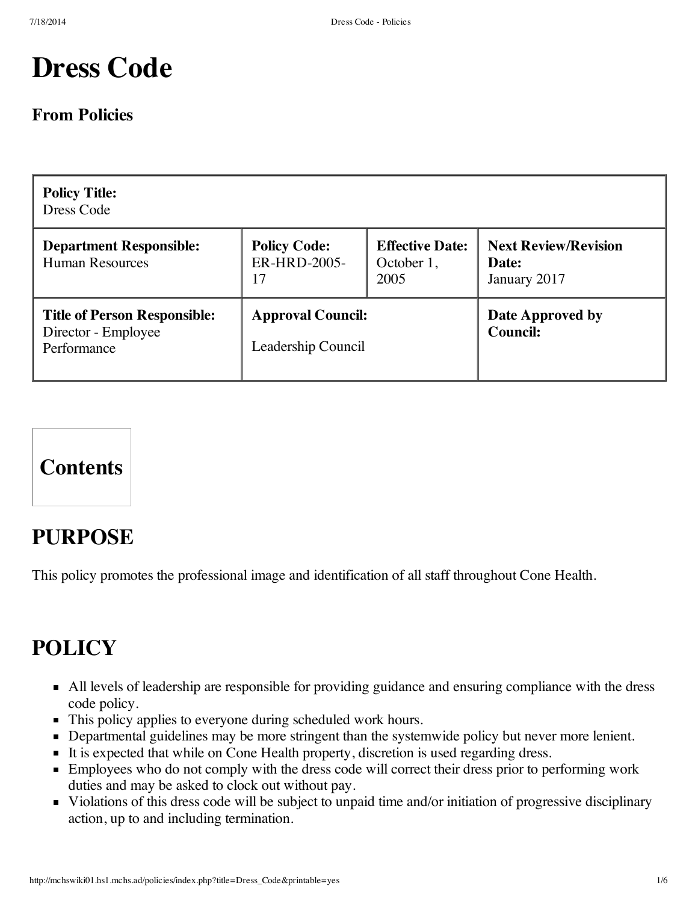# Dress Code

## From Policies

| **Policy Title:** Dress Code | | | |
|---|---|---|---|
| **Department Responsible:** Human Resources | **Policy Code:** ER-HRD-2005-17 | **Effective Date:** October 1, 2005 | **Next Review/Revision Date:** January 2017 |
| **Title of Person Responsible:** Director - Employee Performance | **Approval Council:** Leadership Council | | **Date Approved by Council:** |

## Contents

## PURPOSE

This policy promotes the professional image and identification of all staff throughout Cone Health.

## POLICY

- All levels of leadership are responsible for providing guidance and ensuring compliance with the dress code policy.
- This policy applies to everyone during scheduled work hours.
- Departmental guidelines may be more stringent than the systemwide policy but never more lenient.
- It is expected that while on Cone Health property, discretion is used regarding dress.
- Employees who do not comply with the dress code will correct their dress prior to performing work duties and may be asked to clock out without pay.
- Violations of this dress code will be subject to unpaid time and/or initiation of progressive disciplinary action, up to and including termination.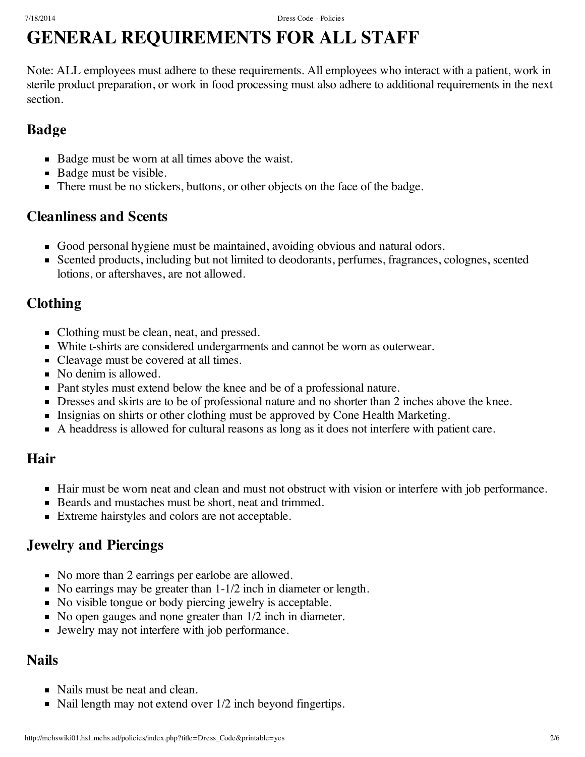# GENERAL REQUIREMENTS FOR ALL STAFF

Note: ALL employees must adhere to these requirements. All employees who interact with a patient, work in sterile product preparation, or work in food processing must also adhere to additional requirements in the next section.

## Badge

- Badge must be worn at all times above the waist.
- Badge must be visible.
- There must be no stickers, buttons, or other objects on the face of the badge.

## Cleanliness and Scents

- Good personal hygiene must be maintained, avoiding obvious and natural odors.
- Scented products, including but not limited to deodorants, perfumes, fragrances, colognes, scented lotions, or aftershaves, are not allowed.

## Clothing

- Clothing must be clean, neat, and pressed.
- White t-shirts are considered undergarments and cannot be worn as outerwear.
- Cleavage must be covered at all times.
- No denim is allowed.
- Pant styles must extend below the knee and be of a professional nature.
- Dresses and skirts are to be of professional nature and no shorter than 2 inches above the knee.
- Insignias on shirts or other clothing must be approved by Cone Health Marketing.
- A headdress is allowed for cultural reasons as long as it does not interfere with patient care.

## Hair

- Hair must be worn neat and clean and must not obstruct with vision or interfere with job performance.
- Beards and mustaches must be short, neat and trimmed.
- Extreme hairstyles and colors are not acceptable.

## Jewelry and Piercings

- No more than 2 earrings per earlobe are allowed.
- No earrings may be greater than 1-1/2 inch in diameter or length.
- No visible tongue or body piercing jewelry is acceptable.
- No open gauges and none greater than 1/2 inch in diameter.
- Jewelry may not interfere with job performance.

## Nails

- Nails must be neat and clean.
- Nail length may not extend over 1/2 inch beyond fingertips.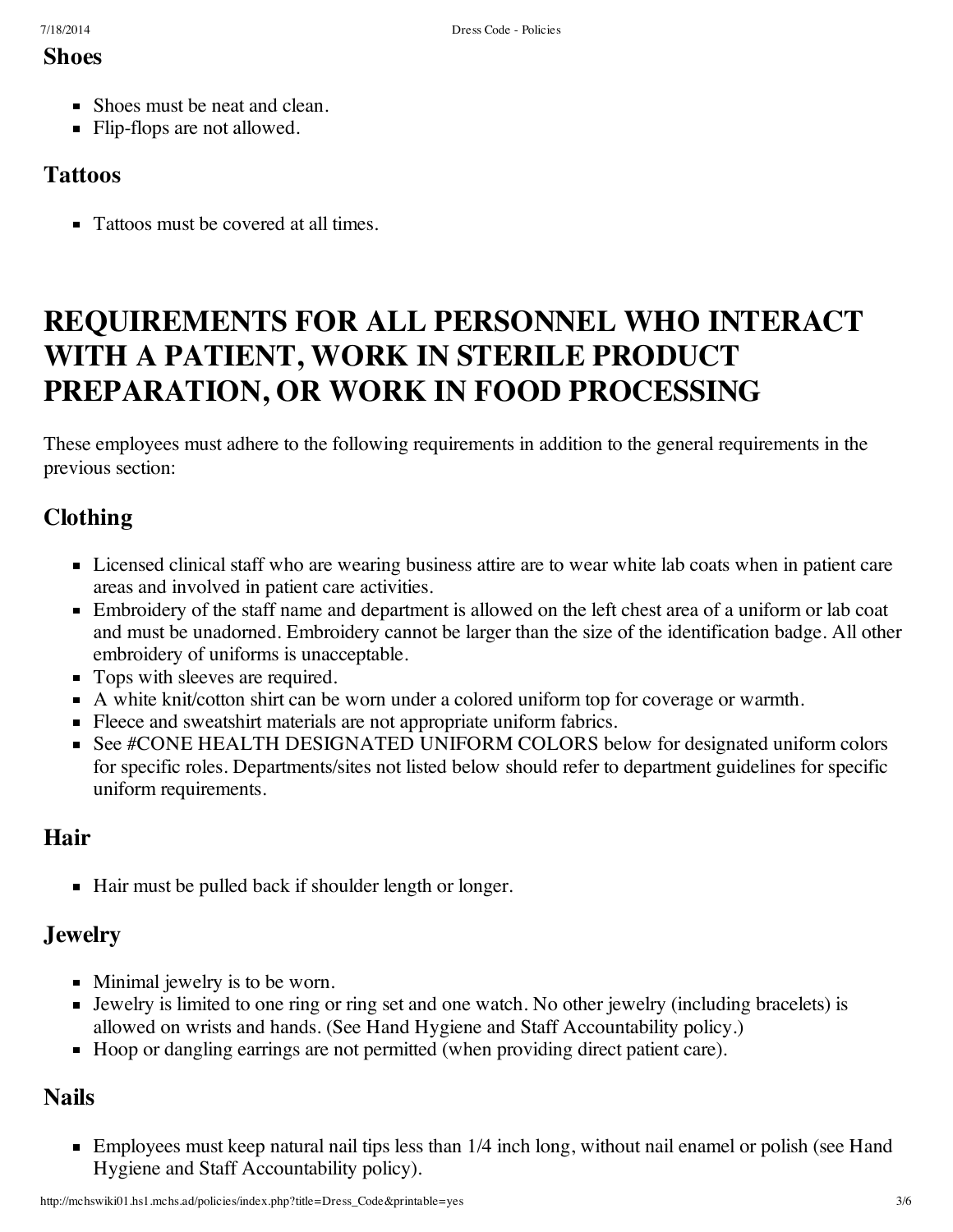### Shoes

- Shoes must be neat and clean.
- Flip-flops are not allowed.

### Tattoos

- Tattoos must be covered at all times.

## REQUIREMENTS FOR ALL PERSONNEL WHO INTERACT WITH A PATIENT, WORK IN STERILE PRODUCT PREPARATION, OR WORK IN FOOD PROCESSING

These employees must adhere to the following requirements in addition to the general requirements in the previous section:

### Clothing

- Licensed clinical staff who are wearing business attire are to wear white lab coats when in patient care areas and involved in patient care activities.
- Embroidery of the staff name and department is allowed on the left chest area of a uniform or lab coat and must be unadorned. Embroidery cannot be larger than the size of the identification badge. All other embroidery of uniforms is unacceptable.
- Tops with sleeves are required.
- A white knit/cotton shirt can be worn under a colored uniform top for coverage or warmth.
- Fleece and sweatshirt materials are not appropriate uniform fabrics.
- See #CONE HEALTH DESIGNATED UNIFORM COLORS below for designated uniform colors for specific roles. Departments/sites not listed below should refer to department guidelines for specific uniform requirements.

### Hair

- Hair must be pulled back if shoulder length or longer.

### Jewelry

- Minimal jewelry is to be worn.
- Jewelry is limited to one ring or ring set and one watch. No other jewelry (including bracelets) is allowed on wrists and hands. (See Hand Hygiene and Staff Accountability policy.)
- Hoop or dangling earrings are not permitted (when providing direct patient care).

### Nails

- Employees must keep natural nail tips less than 1/4 inch long, without nail enamel or polish (see Hand Hygiene and Staff Accountability policy).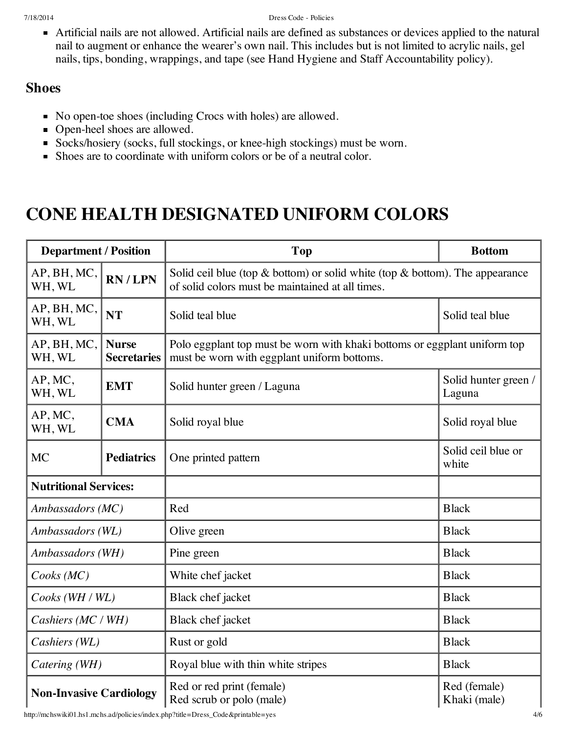- Artificial nails are not allowed. Artificial nails are defined as substances or devices applied to the natural nail to augment or enhance the wearer's own nail. This includes but is not limited to acrylic nails, gel nails, tips, bonding, wrappings, and tape (see Hand Hygiene and Staff Accountability policy).

### Shoes

- No open-toe shoes (including Crocs with holes) are allowed.
- Open-heel shoes are allowed.
- Socks/hosiery (socks, full stockings, or knee-high stockings) must be worn.
- Shoes are to coordinate with uniform colors or be of a neutral color.

# CONE HEALTH DESIGNATED UNIFORM COLORS

| Department / Position | | Top | Bottom |
|---|---|---|---|
| AP, BH, MC, WH, WL | **RN / LPN** | Solid ceil blue (top & bottom) or solid white (top & bottom). The appearance of solid colors must be maintained at all times. | |
| AP, BH, MC, WH, WL | **NT** | Solid teal blue | Solid teal blue |
| AP, BH, MC, WH, WL | **Nurse Secretaries** | Polo eggplant top must be worn with khaki bottoms or eggplant uniform top must be worn with eggplant uniform bottoms. | |
| AP, MC, WH, WL | **EMT** | Solid hunter green / Laguna | Solid hunter green / Laguna |
| AP, MC, WH, WL | **CMA** | Solid royal blue | Solid royal blue |
| MC | **Pediatrics** | One printed pattern | Solid ceil blue or white |
| **Nutritional Services:** | | | |
| *Ambassadors (MC)* | | Red | Black |
| *Ambassadors (WL)* | | Olive green | Black |
| *Ambassadors (WH)* | | Pine green | Black |
| *Cooks (MC)* | | White chef jacket | Black |
| *Cooks (WH / WL)* | | Black chef jacket | Black |
| *Cashiers (MC / WH)* | | Black chef jacket | Black |
| *Cashiers (WL)* | | Rust or gold | Black |
| *Catering (WH)* | | Royal blue with thin white stripes | Black |
| **Non-Invasive Cardiology** | | Red or red print (female)<br>Red scrub or polo (male) | Red (female)<br>Khaki (male) |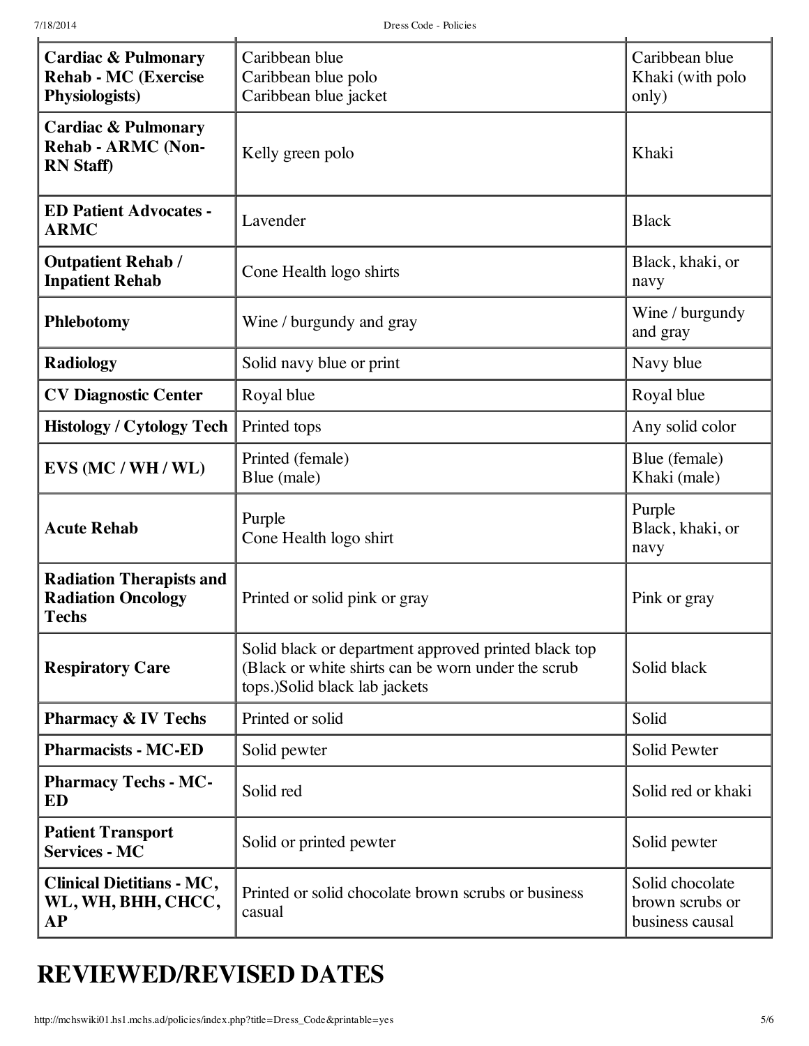| Cardiac & Pulmonary Rehab - MC (Exercise Physiologists) | Caribbean blue<br>Caribbean blue polo<br>Caribbean blue jacket | Caribbean blue<br>Khaki (with polo only) |
|---|---|---|
| **Cardiac & Pulmonary Rehab - ARMC (Non-RN Staff)** | Kelly green polo | Khaki |
| **ED Patient Advocates - ARMC** | Lavender | Black |
| **Outpatient Rehab / Inpatient Rehab** | Cone Health logo shirts | Black, khaki, or navy |
| **Phlebotomy** | Wine / burgundy and gray | Wine / burgundy and gray |
| **Radiology** | Solid navy blue or print | Navy blue |
| **CV Diagnostic Center** | Royal blue | Royal blue |
| **Histology / Cytology Tech** | Printed tops | Any solid color |
| **EVS (MC / WH / WL)** | Printed (female)<br>Blue (male) | Blue (female)<br>Khaki (male) |
| **Acute Rehab** | Purple<br>Cone Health logo shirt | Purple<br>Black, khaki, or navy |
| **Radiation Therapists and Radiation Oncology Techs** | Printed or solid pink or gray | Pink or gray |
| **Respiratory Care** | Solid black or department approved printed black top (Black or white shirts can be worn under the scrub tops.)Solid black lab jackets | Solid black |
| **Pharmacy & IV Techs** | Printed or solid | Solid |
| **Pharmacists - MC-ED** | Solid pewter | Solid Pewter |
| **Pharmacy Techs - MC-ED** | Solid red | Solid red or khaki |
| **Patient Transport Services - MC** | Solid or printed pewter | Solid pewter |
| **Clinical Dietitians - MC, WL, WH, BHH, CHCC, AP** | Printed or solid chocolate brown scrubs or business casual | Solid chocolate brown scrubs or business causal |

# REVIEWED/REVISED DATES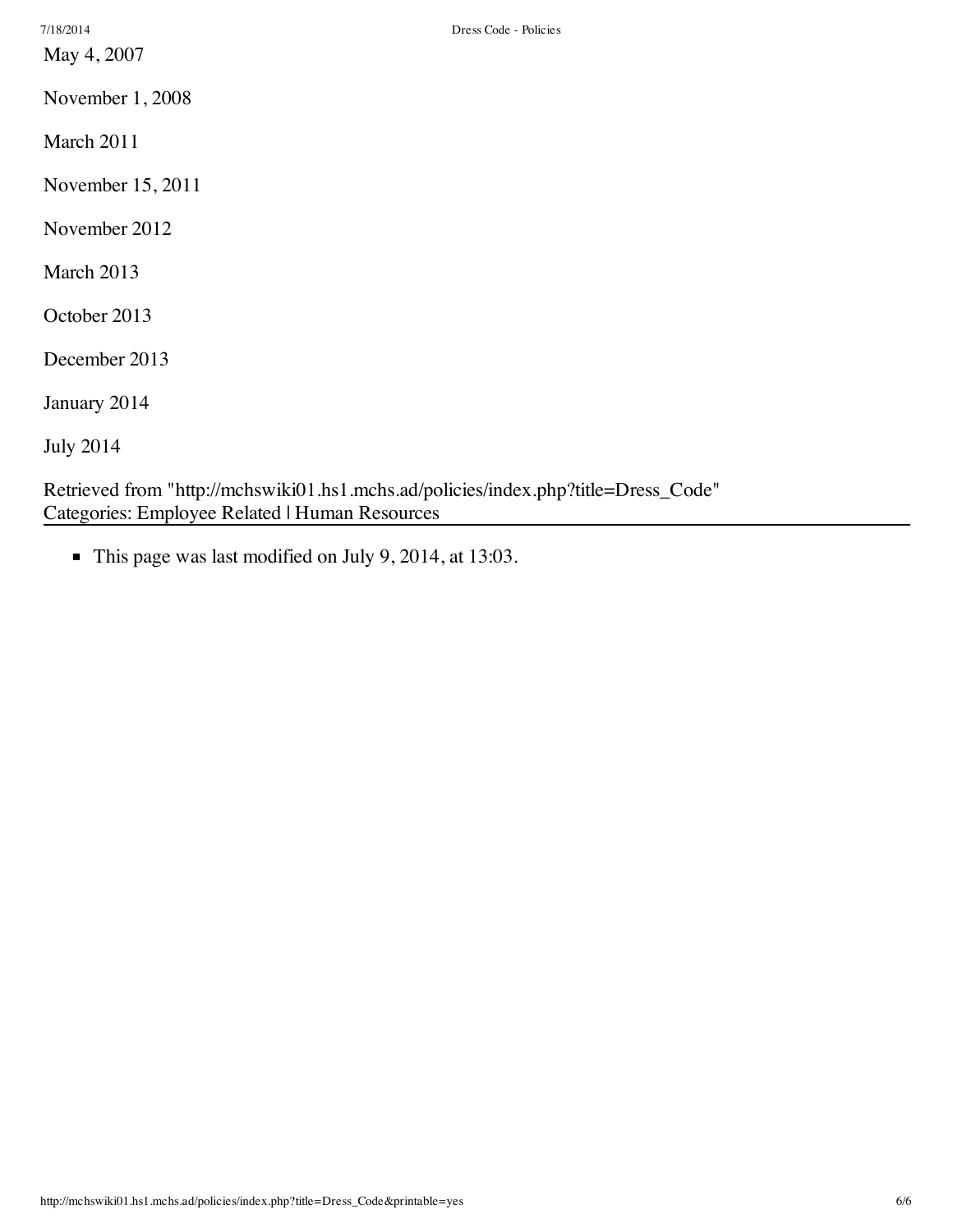May 4, 2007

November 1, 2008

March 2011

November 15, 2011

November 2012

March 2013

October 2013

December 2013

January 2014

July 2014

Retrieved from "http://mchswiki01.hs1.mchs.ad/policies/index.php?title=Dress_Code"
Categories: Employee Related | Human Resources

- This page was last modified on July 9, 2014, at 13:03.